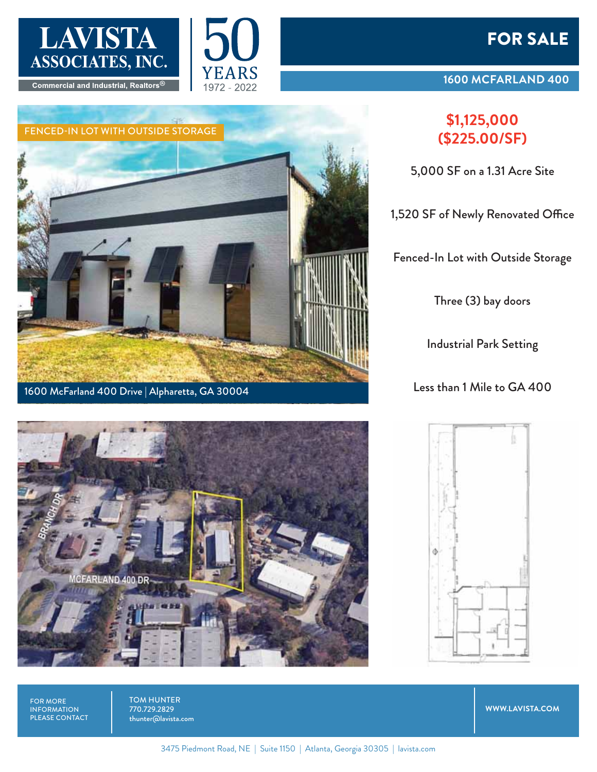# LAVISTA ASSOCIATES, INC.

Commercial and Industrial, Realtors®

50 YEARS 1972 - 2022

# FOR SALE

## 1600 MCFARLAND 400

FENCED-IN LOT WITH OUTSIDE STORAGE

1600 McFarland 400 Drive | Alpharetta, GA 30004

**$1,125,000 ($225.00/SF)**

5,000 SF on a 1.31 Acre Site

1,520 SF of Newly Renovated Office

Fenced-In Lot with Outside Storage

Three (3) bay doors

Industrial Park Setting

Less than 1 Mile to GA 400

BRANCH DR

MCFARLAND 400 DR

FOR MORE INFORMATION PLEASE CONTACT

TOM HUNTER
770.729.2829
thunter@lavista.com

WWW.LAVISTA.COM

3475 Piedmont Road, NE | Suite 1150 | Atlanta, Georgia 30305 | lavista.com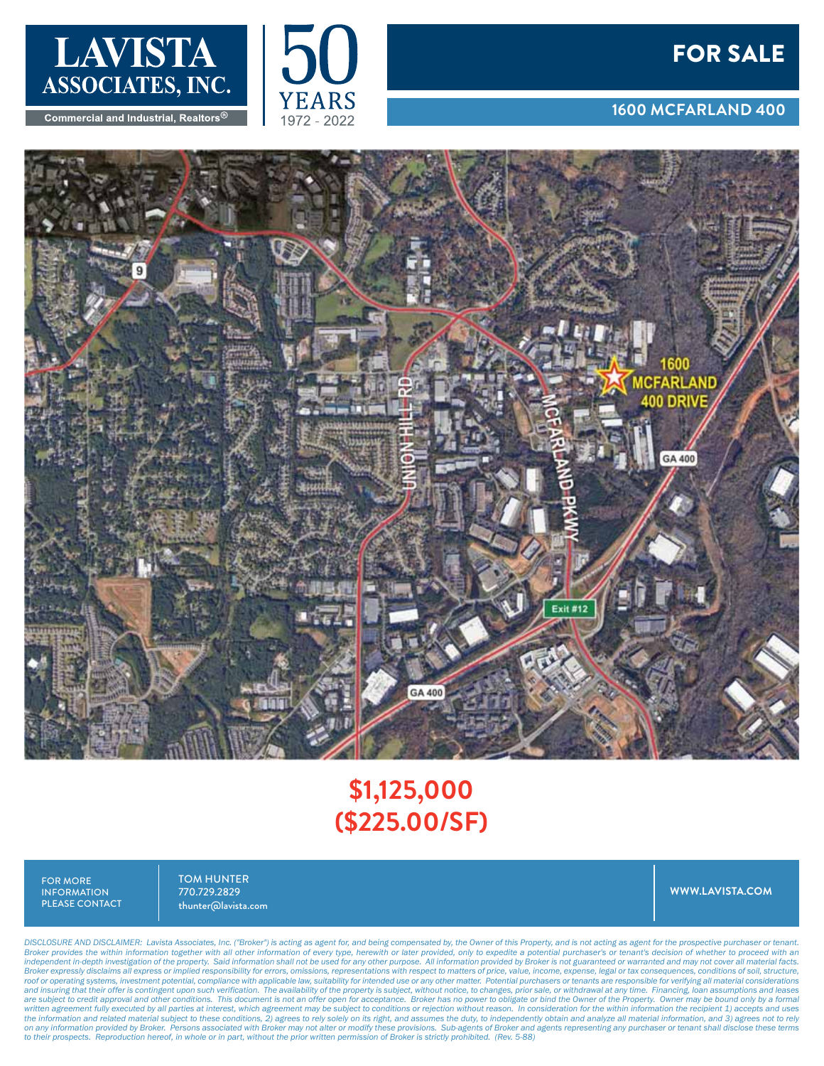# LAVISTA ASSOCIATES, INC.

Commercial and Industrial, Realtors®

50 YEARS 1972 - 2022

## FOR SALE

### 1600 MCFARLAND 400

9

UNION HILL RD

MCFARLAND PKWY

1600 MCFARLAND 400 DRIVE

GA 400

Exit #12

GA 400

## $1,125,000 ($225.00/SF)

FOR MORE INFORMATION PLEASE CONTACT

TOM HUNTER
770.729.2829
thunter@lavista.com

WWW.LAVISTA.COM

*DISCLOSURE AND DISCLAIMER: Lavista Associates, Inc. ("Broker") is acting as agent for, and being compensated by, the Owner of this Property, and is not acting as agent for the prospective purchaser or tenant. Broker provides the within information together with all other information of every type, herewith or later provided, only to expedite a potential purchaser's or tenant's decision of whether to proceed with an independent in-depth investigation of the property. Said information shall not be used for any other purpose. All information provided by Broker is not guaranteed or warranted and may not cover all material facts. Broker expressly disclaims all express or implied responsibility for errors, omissions, representations with respect to matters of price, value, income, expense, legal or tax consequences, conditions of soil, structure, roof or operating systems, investment potential, compliance with applicable law, suitability for intended use or any other matter. Potential purchasers or tenants are responsible for verifying all material considerations and insuring that their offer is contingent upon such verification. The availability of the property is subject, without notice, to changes, prior sale, or withdrawal at any time. Financing, loan assumptions and leases are subject to credit approval and other conditions. This document is not an offer open for acceptance. Broker has no power to obligate or bind the Owner of the Property. Owner may be bound only by a formal written agreement fully executed by all parties at interest, which agreement may be subject to conditions or rejection without reason. In consideration for the within information the recipient 1) accepts and uses the information and related material subject to these conditions, 2) agrees to rely solely on its right, and assumes the duty, to independently obtain and analyze all material information, and 3) agrees not to rely on any information provided by Broker. Persons associated with Broker may not alter or modify these provisions. Sub-agents of Broker and agents representing any purchaser or tenant shall disclose these terms to their prospects. Reproduction hereof, in whole or in part, without the prior written permission of Broker is strictly prohibited. (Rev. 5-88)*